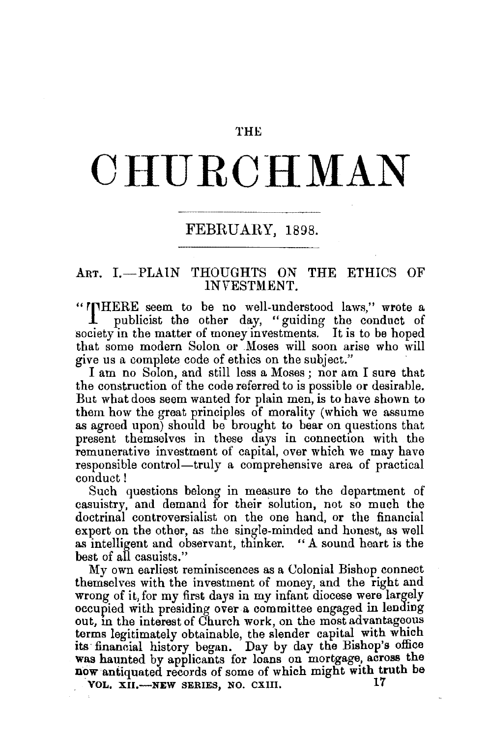THE

# CHURCHMAN

FEBRUARY, 1898.

## ART. I.—PLAIN THOUGHTS ON THE ETHICS OF INVESTMENT.

"THERE seem to be no well-understood laws," wrote a publicist the other day, "guiding the conduct of society in the matter of money investments. It is to be hoped that some modern Solon or Moses will soon arise who will give us a complete code of ethics on the subject."

I am no Solon, and still less a Moses; nor am I sure that the construction of the code referred to is possible or desirable. But what does seem wanted for plain men, is to have shown to them how the great principles of morality (which we assume as agreed upon) should be brought to bear on questions that present themselves in these days in connection with the remunerative investment of capital, over which we may have responsible control—truly a comprehensive area of practical conduct!

Such questions belong in measure to the department of casuistry, and demand for their solution, not so much the doctrinal controversialist on the one hand, or the financial expert on the other, as the single-minded and honest, as well as intelligent and observant, thinker. "A sound heart is the best of all casuists."

My own earliest reminiscences as a Colonial Bishop connect themselves with the investment of money, and the right and wrong of it, for my first days in my infant diocese were largely occupied with presiding over a committee engaged in lending out, in the interest of Church work, on the most advantageous terms legitimately obtainable, the slender capital with which its financial history began. Day by day the Bishop's office was haunted by applicants for loans on mortgage, across the now antiquated records of some of which might with truth be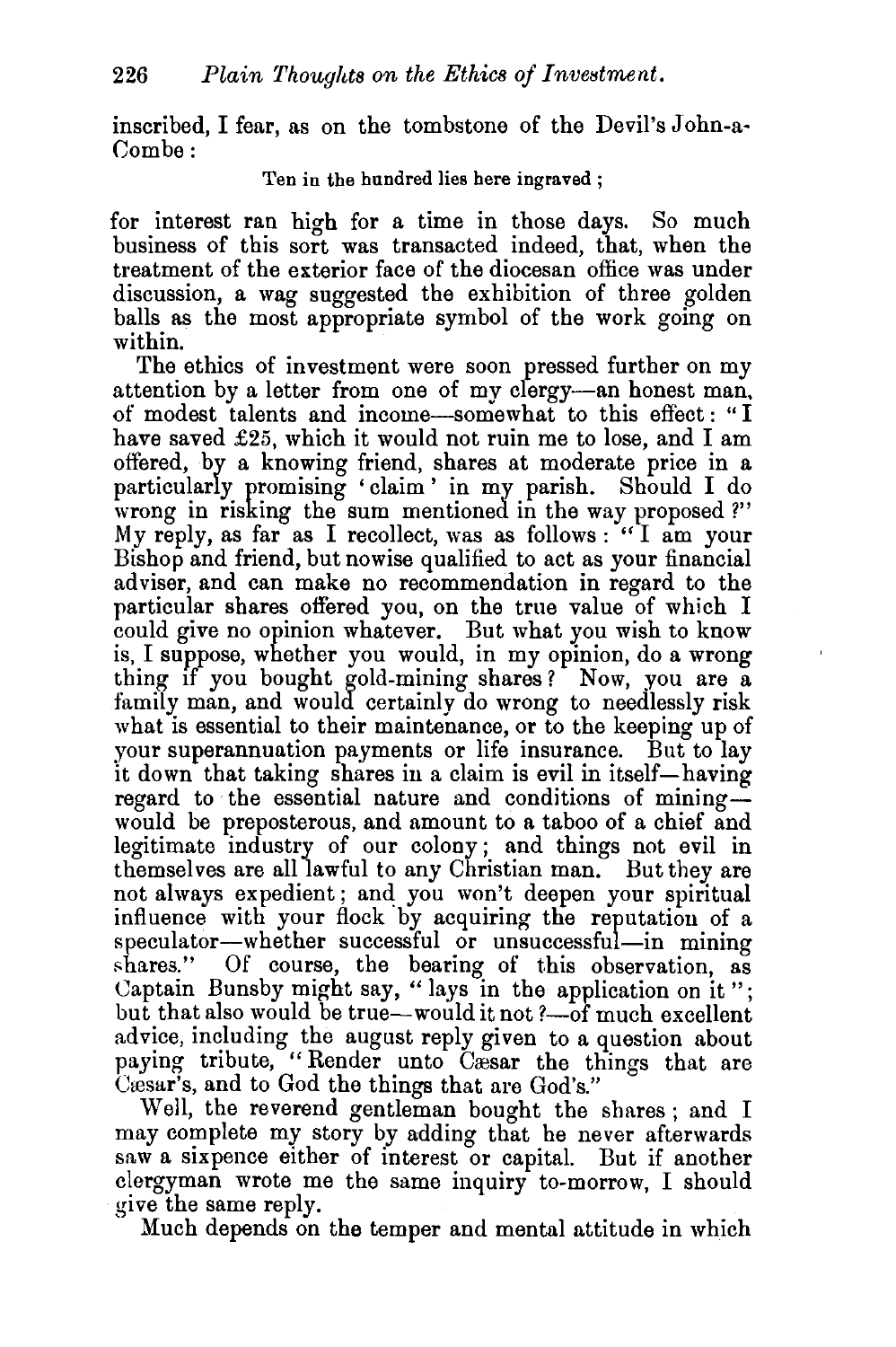inscribed, I fear, as on the tombstone of the Devil's John-a-Combe :

Ten in the hundred lies here ingraved ;

for interest ran high for a time in those days. So much business of this sort was transacted indeed, that, when the treatment of the exterior face of the diocesan office was under discussion, a wag suggested the exhibition of three golden balls as the most appropriate symbol of the work going on within.

The ethics of investment were soon pressed further on my attention by a letter from one of my clergy—an honest man, of modest talents and income—somewhat to this effect: "I have saved £25, which it would not ruin me to lose, and I am offered, by a knowing friend, shares at moderate price in a particularly promising 'claim' in my parish. Should I do wrong in risking the sum mentioned in the way proposed ?" My reply, as far as I recollect, was as follows : "I am your Bishop and friend, but nowise qualified to act as your financial adviser, and can make no recommendation in regard to the particular shares offered you, on the true value of which I could give no opinion whatever. But what you wish to know is, I suppose, whether you would, in my opinion, do a wrong thing if you bought gold-mining shares ? Now, you are a family man, and would certainly do wrong to needlessly risk what is essential to their maintenance, or to the keeping up of your superannuation payments or life insurance. But to lay it down that taking shares in a claim is evil in itself—having regard to the essential nature and conditions of mining—would be preposterous, and amount to a taboo of a chief and legitimate industry of our colony ; and things not evil in themselves are all lawful to any Christian man. But they are not always expedient ; and you won't deepen your spiritual influence with your flock by acquiring the reputation of a speculator—whether successful or unsuccessful—in mining shares." Of course, the bearing of this observation, as Captain Bunsby might say, "lays in the application on it"; but that also would be true—would it not ?—of much excellent advice, including the august reply given to a question about paying tribute, "Render unto Cæsar the things that are Cæsar's, and to God the things that are God's."

Well, the reverend gentleman bought the shares ; and I may complete my story by adding that he never afterwards saw a sixpence either of interest or capital. But if another clergyman wrote me the same inquiry to-morrow, I should give the same reply.

Much depends on the temper and mental attitude in which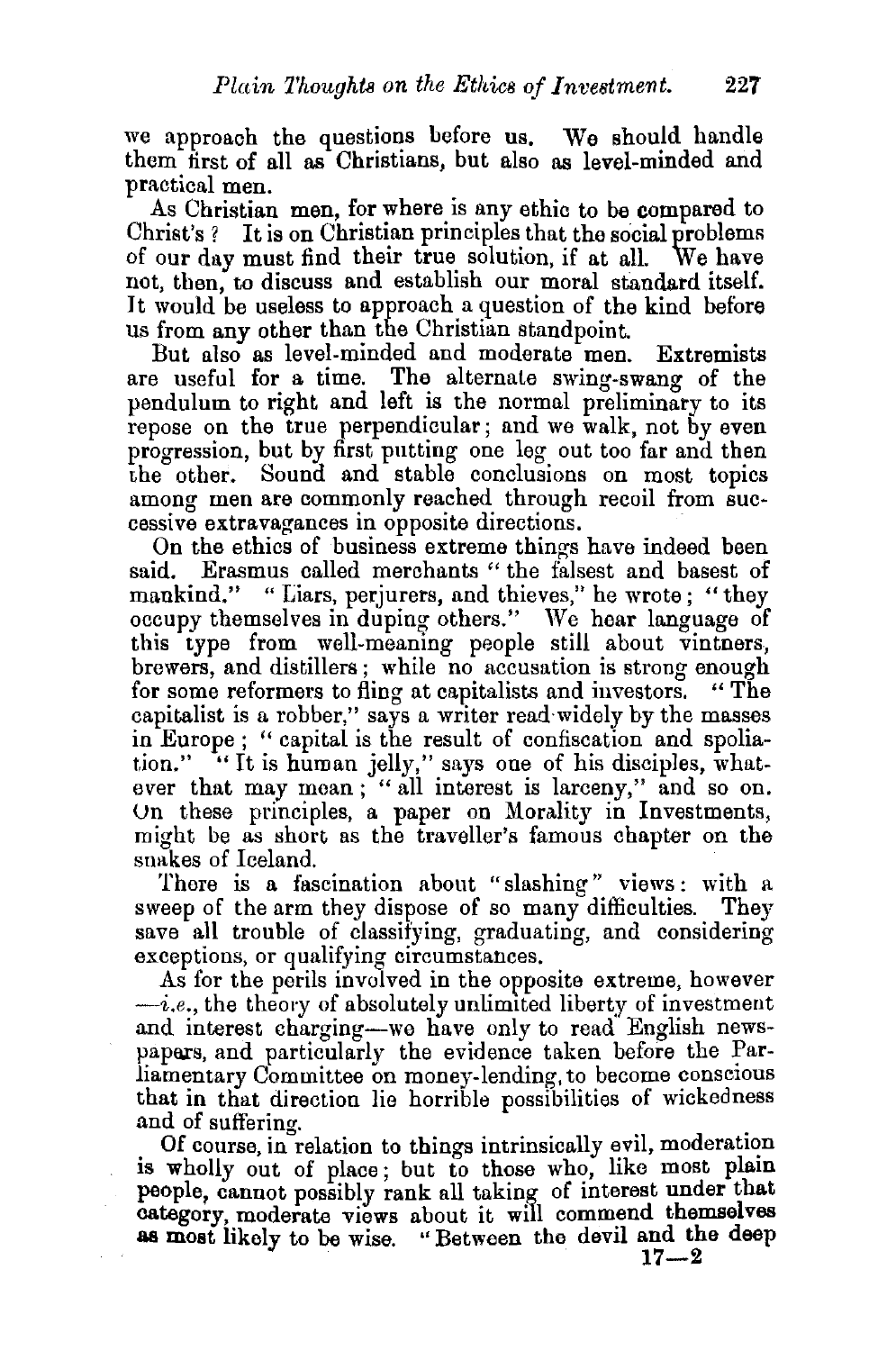we approach the questions before us. We should handle them first of all as Christians, but also as level-minded and practical men.

As Christian men, for where is any ethic to be compared to Christ's? It is on Christian principles that the social problems of our day must find their true solution, if at all. We have not, then, to discuss and establish our moral standard itself. It would be useless to approach a question of the kind before us from any other than the Christian standpoint.

But also as level-minded and moderate men. Extremists are useful for a time. The alternate swing-swang of the pendulum to right and left is the normal preliminary to its repose on the true perpendicular; and we walk, not by even progression, but by first putting one leg out too far and then the other. Sound and stable conclusions on most topics among men are commonly reached through recoil from successive extravagances in opposite directions.

On the ethics of business extreme things have indeed been said. Erasmus called merchants "the falsest and basest of mankind." "Liars, perjurers, and thieves," he wrote; "they occupy themselves in duping others." We hear language of this type from well-meaning people still about vintners, brewers, and distillers; while no accusation is strong enough for some reformers to fling at capitalists and investors. "The capitalist is a robber," says a writer read widely by the masses in Europe; "capital is the result of confiscation and spoliation." "It is human jelly," says one of his disciples, whatever that may mean; "all interest is larceny," and so on. On these principles, a paper on Morality in Investments, might be as short as the traveller's famous chapter on the snakes of Iceland.

There is a fascination about "slashing" views: with a sweep of the arm they dispose of so many difficulties. They save all trouble of classifying, graduating, and considering exceptions, or qualifying circumstances.

As for the perils involved in the opposite extreme, however —*i.e.*, the theory of absolutely unlimited liberty of investment and interest charging—we have only to read English newspapers, and particularly the evidence taken before the Parliamentary Committee on money-lending, to become conscious that in that direction lie horrible possibilities of wickedness and of suffering.

Of course, in relation to things intrinsically evil, moderation is wholly out of place; but to those who, like most plain people, cannot possibly rank all taking of interest under that category, moderate views about it will commend themselves as most likely to be wise. "Between the devil and the deep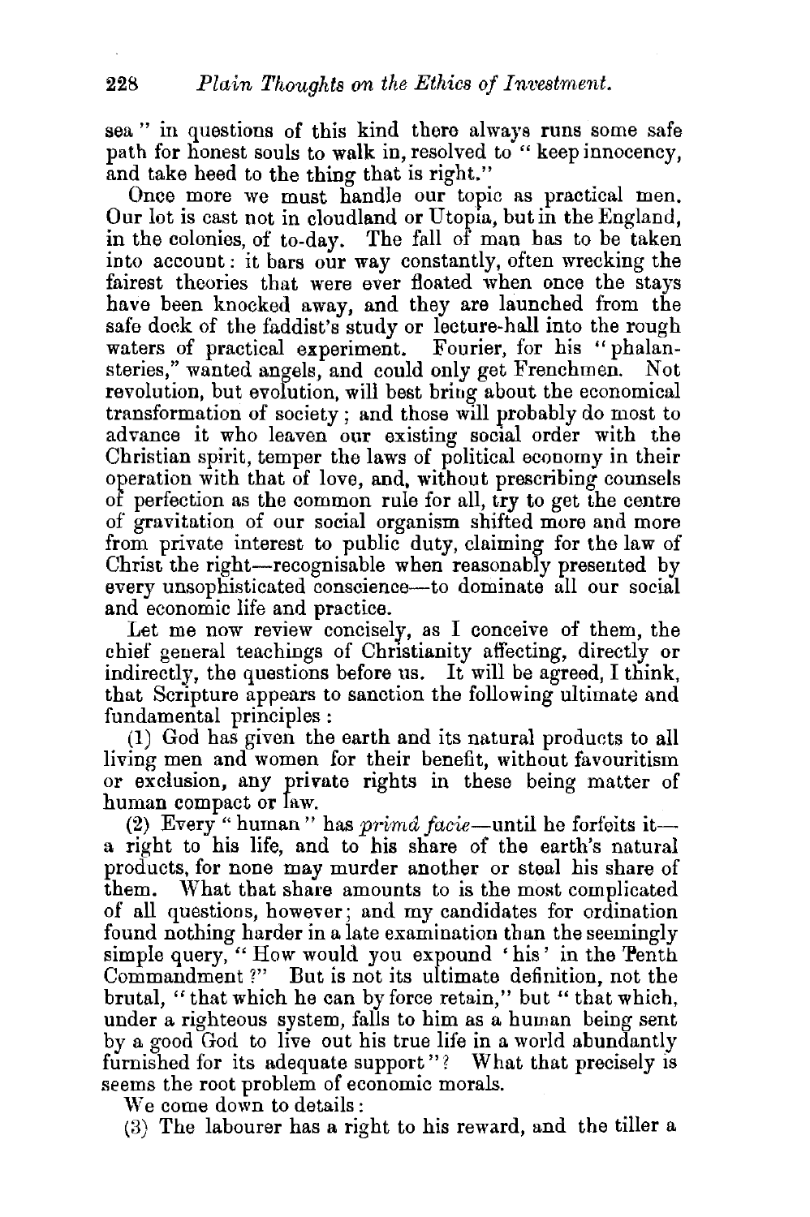sea" in questions of this kind there always runs some safe path for honest souls to walk in, resolved to "keep innocency, and take heed to the thing that is right."

Once more we must handle our topic as practical men. Our lot is cast not in cloudland or Utopia, but in the England, in the colonies, of to-day. The fall of man has to be taken into account: it bars our way constantly, often wrecking the fairest theories that were ever floated when once the stays have been knocked away, and they are launched from the safe dock of the faddist's study or lecture-hall into the rough waters of practical experiment. Fourier, for his "phalansteries," wanted angels, and could only get Frenchmen. Not revolution, but evolution, will best bring about the economical transformation of society; and those will probably do most to advance it who leaven our existing social order with the Christian spirit, temper the laws of political economy in their operation with that of love, and, without prescribing counsels of perfection as the common rule for all, try to get the centre of gravitation of our social organism shifted more and more from private interest to public duty, claiming for the law of Christ the right—recognisable when reasonably presented by every unsophisticated conscience—to dominate all our social and economic life and practice.

Let me now review concisely, as I conceive of them, the chief general teachings of Christianity affecting, directly or indirectly, the questions before us. It will be agreed, I think, that Scripture appears to sanction the following ultimate and fundamental principles:

(1) God has given the earth and its natural products to all living men and women for their benefit, without favouritism or exclusion, any private rights in these being matter of human compact or law.

(2) Every "human" has *primâ facie*—until he forfeits it—a right to his life, and to his share of the earth's natural products, for none may murder another or steal his share of them. What that share amounts to is the most complicated of all questions, however; and my candidates for ordination found nothing harder in a late examination than the seemingly simple query, "How would you expound 'his' in the Tenth Commandment?" But is not its ultimate definition, not the brutal, "that which he can by force retain," but "that which, under a righteous system, falls to him as a human being sent by a good God to live out his true life in a world abundantly furnished for its adequate support"? What that precisely is seems the root problem of economic morals.

We come down to details:

(3) The labourer has a right to his reward, and the tiller a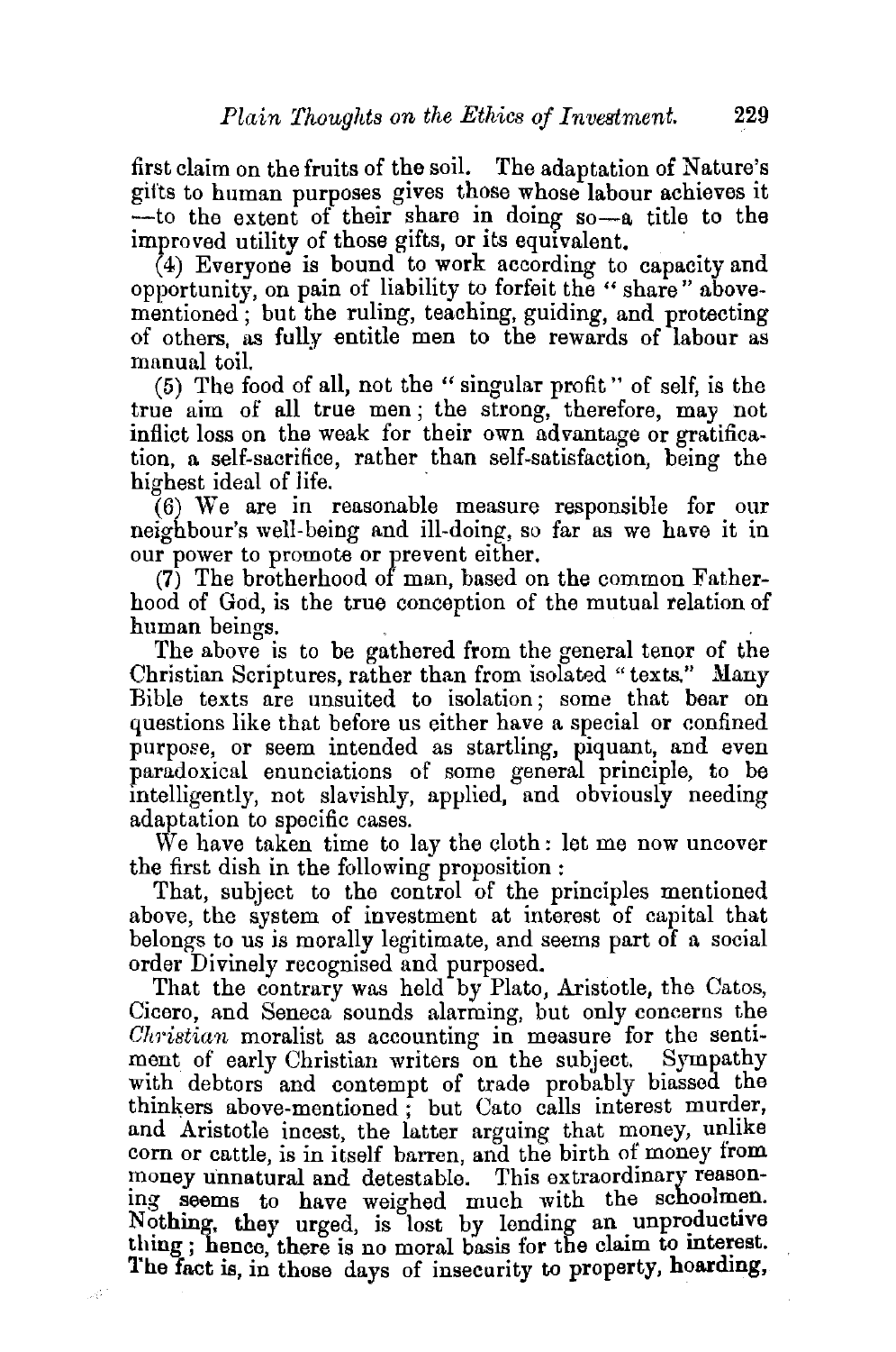first claim on the fruits of the soil. The adaptation of Nature's gifts to human purposes gives those whose labour achieves it —to the extent of their share in doing so—a title to the improved utility of those gifts, or its equivalent.

(4) Everyone is bound to work according to capacity and opportunity, on pain of liability to forfeit the "share" above-mentioned; but the ruling, teaching, guiding, and protecting of others, as fully entitle men to the rewards of labour as manual toil.

(5) The food of all, not the "singular profit" of self, is the true aim of all true men; the strong, therefore, may not inflict loss on the weak for their own advantage or gratification, a self-sacrifice, rather than self-satisfaction, being the highest ideal of life.

(6) We are in reasonable measure responsible for our neighbour's well-being and ill-doing, so far as we have it in our power to promote or prevent either.

(7) The brotherhood of man, based on the common Fatherhood of God, is the true conception of the mutual relation of human beings.

The above is to be gathered from the general tenor of the Christian Scriptures, rather than from isolated "texts." Many Bible texts are unsuited to isolation; some that bear on questions like that before us either have a special or confined purpose, or seem intended as startling, piquant, and even paradoxical enunciations of some general principle, to be intelligently, not slavishly, applied, and obviously needing adaptation to specific cases.

We have taken time to lay the cloth: let me now uncover the first dish in the following proposition:

That, subject to the control of the principles mentioned above, the system of investment at interest of capital that belongs to us is morally legitimate, and seems part of a social order Divinely recognised and purposed.

That the contrary was held by Plato, Aristotle, the Catos, Cicero, and Seneca sounds alarming, but only concerns the *Christian* moralist as accounting in measure for the sentiment of early Christian writers on the subject. Sympathy with debtors and contempt of trade probably biassed the thinkers above-mentioned; but Cato calls interest murder, and Aristotle incest, the latter arguing that money, unlike corn or cattle, is in itself barren, and the birth of money from money unnatural and detestable. This extraordinary reasoning seems to have weighed much with the schoolmen. Nothing, they urged, is lost by lending an unproductive thing; hence, there is no moral basis for the claim to interest. The fact is, in those days of insecurity to property, hoarding,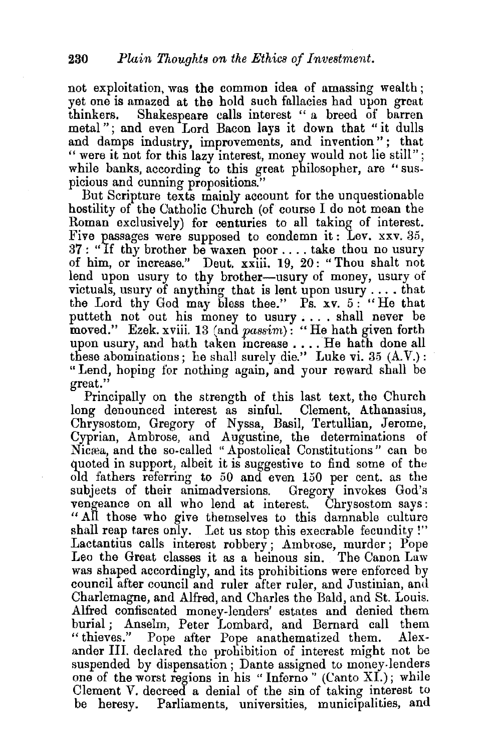not exploitation, was the common idea of amassing wealth; yet one is amazed at the hold such fallacies had upon great thinkers. Shakespeare calls interest "a breed of barren metal"; and even Lord Bacon lays it down that "it dulls and damps industry, improvements, and invention"; that "were it not for this lazy interest, money would not lie still"; while banks, according to this great philosopher, are "suspicious and cunning propositions."

But Scripture texts mainly account for the unquestionable hostility of the Catholic Church (of course I do not mean the Roman exclusively) for centuries to all taking of interest. Five passages were supposed to condemn it: Lev. xxv. 35, 37: "If thy brother be waxen poor . . . . take thou no usury of him, or increase." Deut. xxiii. 19, 20: "Thou shalt not lend upon usury to thy brother—usury of money, usury of victuals, usury of anything that is lent upon usury . . . . that the Lord thy God may bless thee." Ps. xv. 5: "He that putteth not out his money to usury . . . . shall never be moved." Ezek. xviii. 13 (and *passim*): "He hath given forth upon usury, and hath taken increase . . . . He hath done all these abominations; he shall surely die." Luke vi. 35 (A.V.): "Lend, hoping for nothing again, and your reward shall be great."

Principally on the strength of this last text, the Church long denounced interest as sinful. Clement, Athanasius, Chrysostom, Gregory of Nyssa, Basil, Tertullian, Jerome, Cyprian, Ambrose, and Augustine, the determinations of Nicæa, and the so-called "Apostolical Constitutions" can be quoted in support, albeit it is suggestive to find some of the old fathers referring to 50 and even 150 per cent. as the subjects of their animadversions. Gregory invokes God's vengeance on all who lend at interest. Chrysostom says: "All those who give themselves to this damnable culture shall reap tares only. Let us stop this execrable fecundity!" Lactantius calls interest robbery; Ambrose, murder; Pope Leo the Great classes it as a heinous sin. The Canon Law was shaped accordingly, and its prohibitions were enforced by council after council and ruler after ruler, and Justinian, and Charlemagne, and Alfred, and Charles the Bald, and St. Louis. Alfred confiscated money-lenders' estates and denied them burial; Anselm, Peter Lombard, and Bernard call them "thieves." Pope after Pope anathematized them. Alexander III. declared the prohibition of interest might not be suspended by dispensation; Dante assigned to money-lenders one of the worst regions in his "Inferno" (Canto XI.); while Clement V. decreed a denial of the sin of taking interest to be heresy. Parliaments, universities, municipalities, and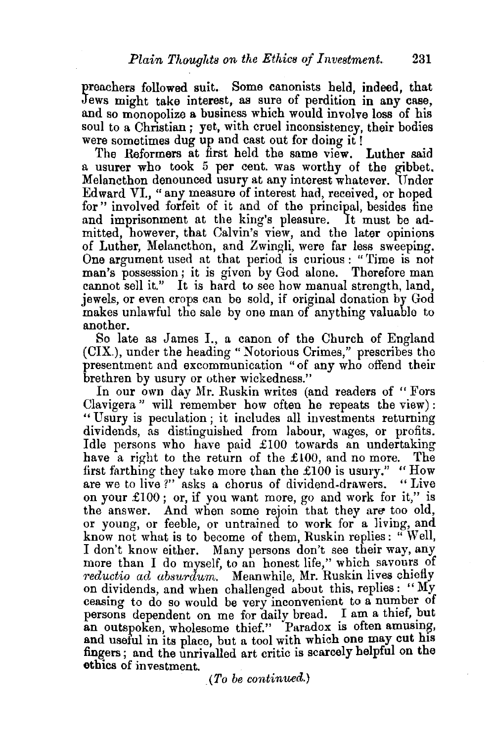preachers followed suit. Some canonists held, indeed, that Jews might take interest, as sure of perdition in any case, and so monopolize a business which would involve loss of his soul to a Christian; yet, with cruel inconsistency, their bodies were sometimes dug up and cast out for doing it!

The Reformers at first held the same view. Luther said a usurer who took 5 per cent. was worthy of the gibbet. Melancthon denounced usury at any interest whatever. Under Edward VI., "any measure of interest had, received, or hoped for" involved forfeit of it and of the principal, besides fine and imprisonment at the king's pleasure. It must be admitted, however, that Calvin's view, and the later opinions of Luther, Melancthon, and Zwingli, were far less sweeping. One argument used at that period is curious: "Time is not man's possession; it is given by God alone. Therefore man cannot sell it." It is hard to see how manual strength, land, jewels, or even crops can be sold, if original donation by God makes unlawful the sale by one man of anything valuable to another.

So late as James I., a canon of the Church of England (CIX.), under the heading "Notorious Crimes," prescribes the presentment and excommunication "of any who offend their brethren by usury or other wickedness."

In our own day Mr. Ruskin writes (and readers of "Fors Clavigera" will remember how often he repeats the view): "Usury is peculation; it includes all investments returning dividends, as distinguished from labour, wages, or profits. Idle persons who have paid £100 towards an undertaking have a right to the return of the £100, and no more. The first farthing they take more than the £100 is usury." "How are we to live?" asks a chorus of dividend-drawers. "Live on your £100; or, if you want more, go and work for it," is the answer. And when some rejoin that they are too old, or young, or feeble, or untrained to work for a living, and know not what is to become of them, Ruskin replies: "Well, I don't know either. Many persons don't see their way, any more than I do myself, to an honest life," which savours of *reductio ad absurdum*. Meanwhile, Mr. Ruskin lives chiefly on dividends, and when challenged about this, replies: "My ceasing to do so would be very inconvenient to a number of persons dependent on me for daily bread. I am a thief, but an outspoken, wholesome thief." Paradox is often amusing, and useful in its place, but a tool with which one may cut his fingers; and the unrivalled art critic is scarcely helpful on the ethics of investment.

*(To be continued.)*